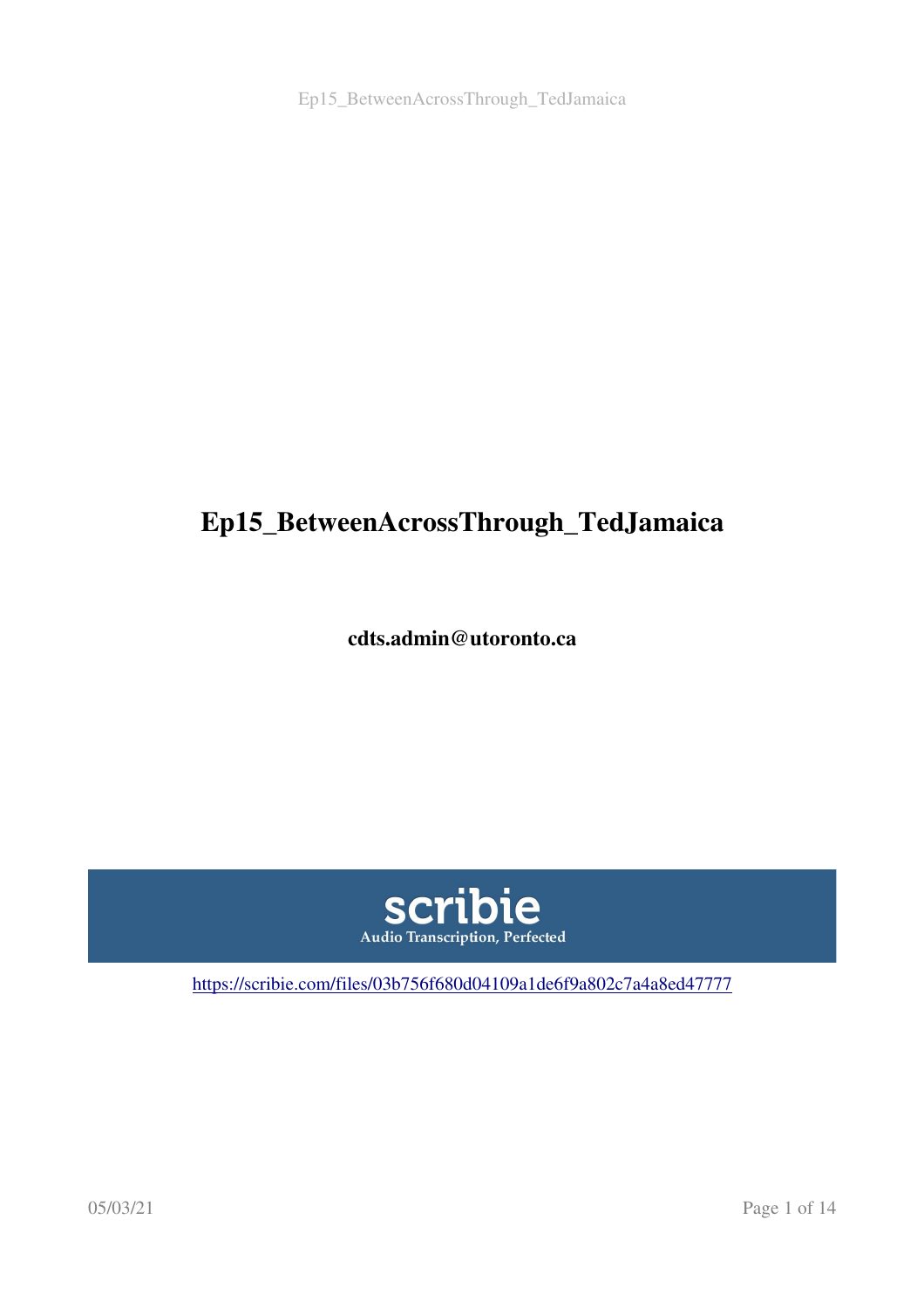# Ep15_BetweenAcrossThrough_TedJamaica

**cdts.admin@utoronto.ca**

scribie

Audio Transcription, Perfected

https://scribie.com/files/03b756f680d04109a1de6f9a802c7a4a8ed47777

05/03/21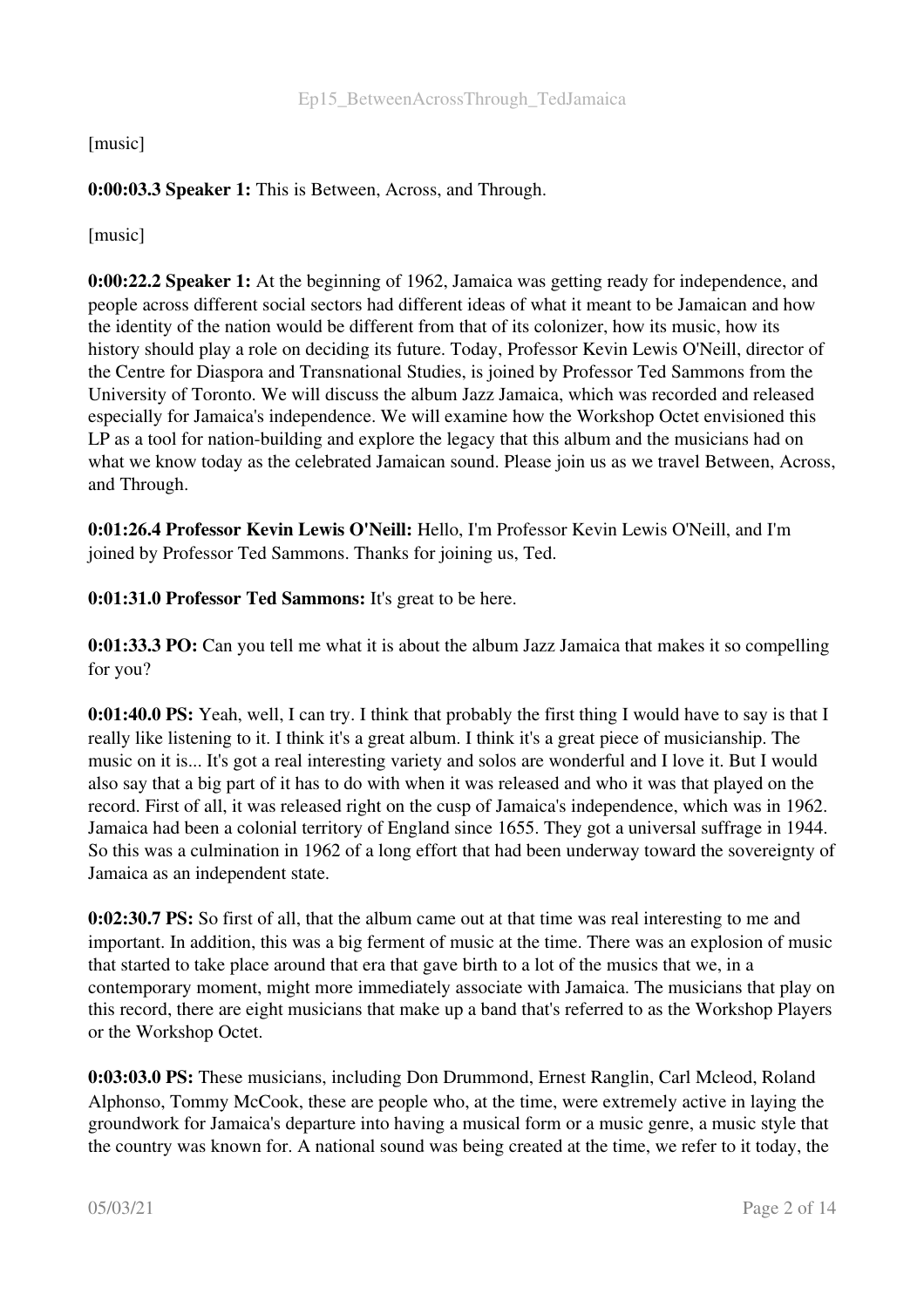[music]

**0:00:03.3 Speaker 1:** This is Between, Across, and Through.

[music]

**0:00:22.2 Speaker 1:** At the beginning of 1962, Jamaica was getting ready for independence, and people across different social sectors had different ideas of what it meant to be Jamaican and how the identity of the nation would be different from that of its colonizer, how its music, how its history should play a role on deciding its future. Today, Professor Kevin Lewis O'Neill, director of the Centre for Diaspora and Transnational Studies, is joined by Professor Ted Sammons from the University of Toronto. We will discuss the album Jazz Jamaica, which was recorded and released especially for Jamaica's independence. We will examine how the Workshop Octet envisioned this LP as a tool for nation-building and explore the legacy that this album and the musicians had on what we know today as the celebrated Jamaican sound. Please join us as we travel Between, Across, and Through.

**0:01:26.4 Professor Kevin Lewis O'Neill:** Hello, I'm Professor Kevin Lewis O'Neill, and I'm joined by Professor Ted Sammons. Thanks for joining us, Ted.

**0:01:31.0 Professor Ted Sammons:** It's great to be here.

**0:01:33.3 PO:** Can you tell me what it is about the album Jazz Jamaica that makes it so compelling for you?

**0:01:40.0 PS:** Yeah, well, I can try. I think that probably the first thing I would have to say is that I really like listening to it. I think it's a great album. I think it's a great piece of musicianship. The music on it is... It's got a real interesting variety and solos are wonderful and I love it. But I would also say that a big part of it has to do with when it was released and who it was that played on the record. First of all, it was released right on the cusp of Jamaica's independence, which was in 1962. Jamaica had been a colonial territory of England since 1655. They got a universal suffrage in 1944. So this was a culmination in 1962 of a long effort that had been underway toward the sovereignty of Jamaica as an independent state.

**0:02:30.7 PS:** So first of all, that the album came out at that time was real interesting to me and important. In addition, this was a big ferment of music at the time. There was an explosion of music that started to take place around that era that gave birth to a lot of the musics that we, in a contemporary moment, might more immediately associate with Jamaica. The musicians that play on this record, there are eight musicians that make up a band that's referred to as the Workshop Players or the Workshop Octet.

**0:03:03.0 PS:** These musicians, including Don Drummond, Ernest Ranglin, Carl Mcleod, Roland Alphonso, Tommy McCook, these are people who, at the time, were extremely active in laying the groundwork for Jamaica's departure into having a musical form or a music genre, a music style that the country was known for. A national sound was being created at the time, we refer to it today, the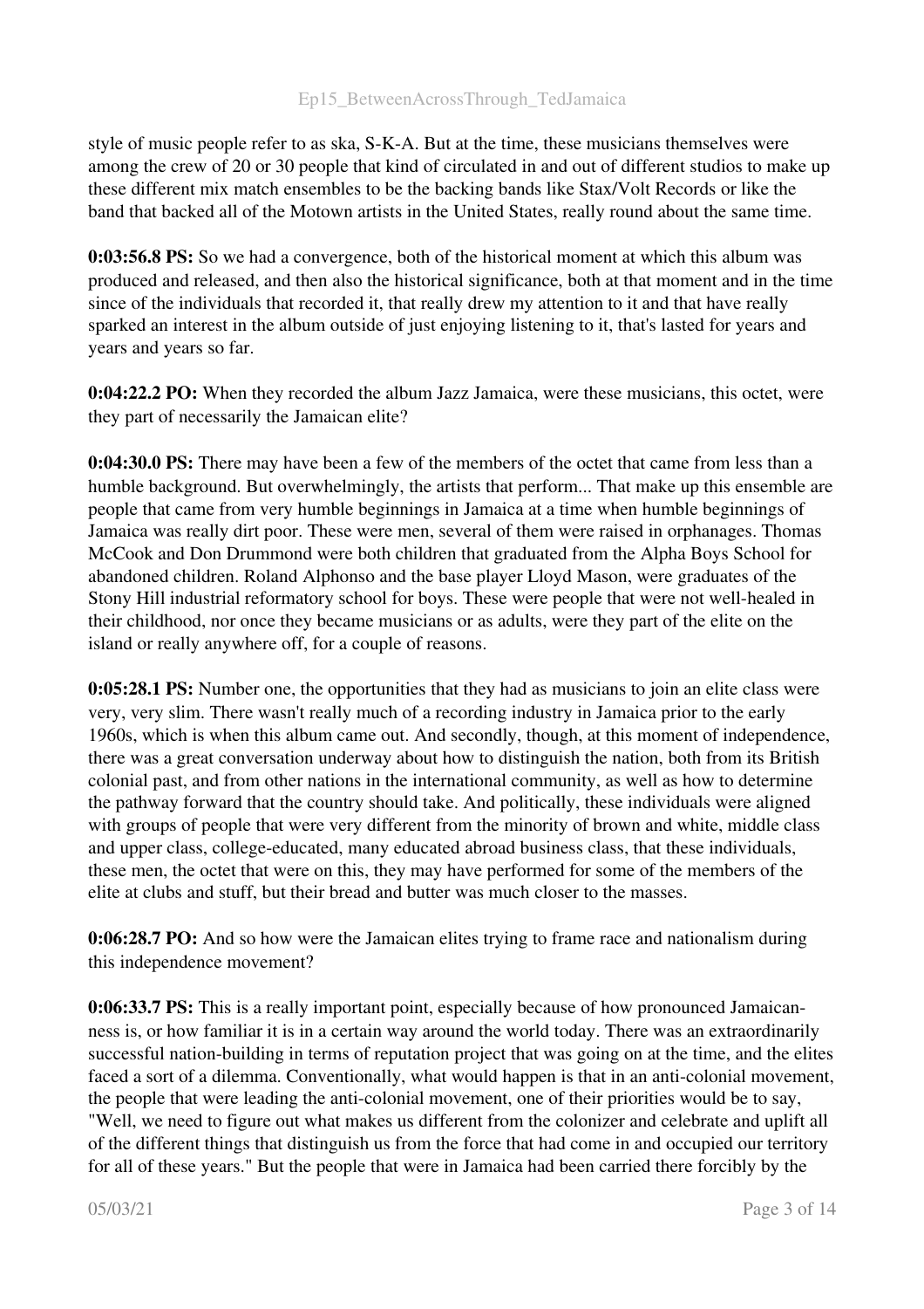style of music people refer to as ska, S-K-A. But at the time, these musicians themselves were among the crew of 20 or 30 people that kind of circulated in and out of different studios to make up these different mix match ensembles to be the backing bands like Stax/Volt Records or like the band that backed all of the Motown artists in the United States, really round about the same time.

**0:03:56.8 PS:** So we had a convergence, both of the historical moment at which this album was produced and released, and then also the historical significance, both at that moment and in the time since of the individuals that recorded it, that really drew my attention to it and that have really sparked an interest in the album outside of just enjoying listening to it, that's lasted for years and years and years so far.

**0:04:22.2 PO:** When they recorded the album Jazz Jamaica, were these musicians, this octet, were they part of necessarily the Jamaican elite?

**0:04:30.0 PS:** There may have been a few of the members of the octet that came from less than a humble background. But overwhelmingly, the artists that perform... That make up this ensemble are people that came from very humble beginnings in Jamaica at a time when humble beginnings of Jamaica was really dirt poor. These were men, several of them were raised in orphanages. Thomas McCook and Don Drummond were both children that graduated from the Alpha Boys School for abandoned children. Roland Alphonso and the base player Lloyd Mason, were graduates of the Stony Hill industrial reformatory school for boys. These were people that were not well-healed in their childhood, nor once they became musicians or as adults, were they part of the elite on the island or really anywhere off, for a couple of reasons.

**0:05:28.1 PS:** Number one, the opportunities that they had as musicians to join an elite class were very, very slim. There wasn't really much of a recording industry in Jamaica prior to the early 1960s, which is when this album came out. And secondly, though, at this moment of independence, there was a great conversation underway about how to distinguish the nation, both from its British colonial past, and from other nations in the international community, as well as how to determine the pathway forward that the country should take. And politically, these individuals were aligned with groups of people that were very different from the minority of brown and white, middle class and upper class, college-educated, many educated abroad business class, that these individuals, these men, the octet that were on this, they may have performed for some of the members of the elite at clubs and stuff, but their bread and butter was much closer to the masses.

**0:06:28.7 PO:** And so how were the Jamaican elites trying to frame race and nationalism during this independence movement?

**0:06:33.7 PS:** This is a really important point, especially because of how pronounced Jamaican-ness is, or how familiar it is in a certain way around the world today. There was an extraordinarily successful nation-building in terms of reputation project that was going on at the time, and the elites faced a sort of a dilemma. Conventionally, what would happen is that in an anti-colonial movement, the people that were leading the anti-colonial movement, one of their priorities would be to say, "Well, we need to figure out what makes us different from the colonizer and celebrate and uplift all of the different things that distinguish us from the force that had come in and occupied our territory for all of these years." But the people that were in Jamaica had been carried there forcibly by the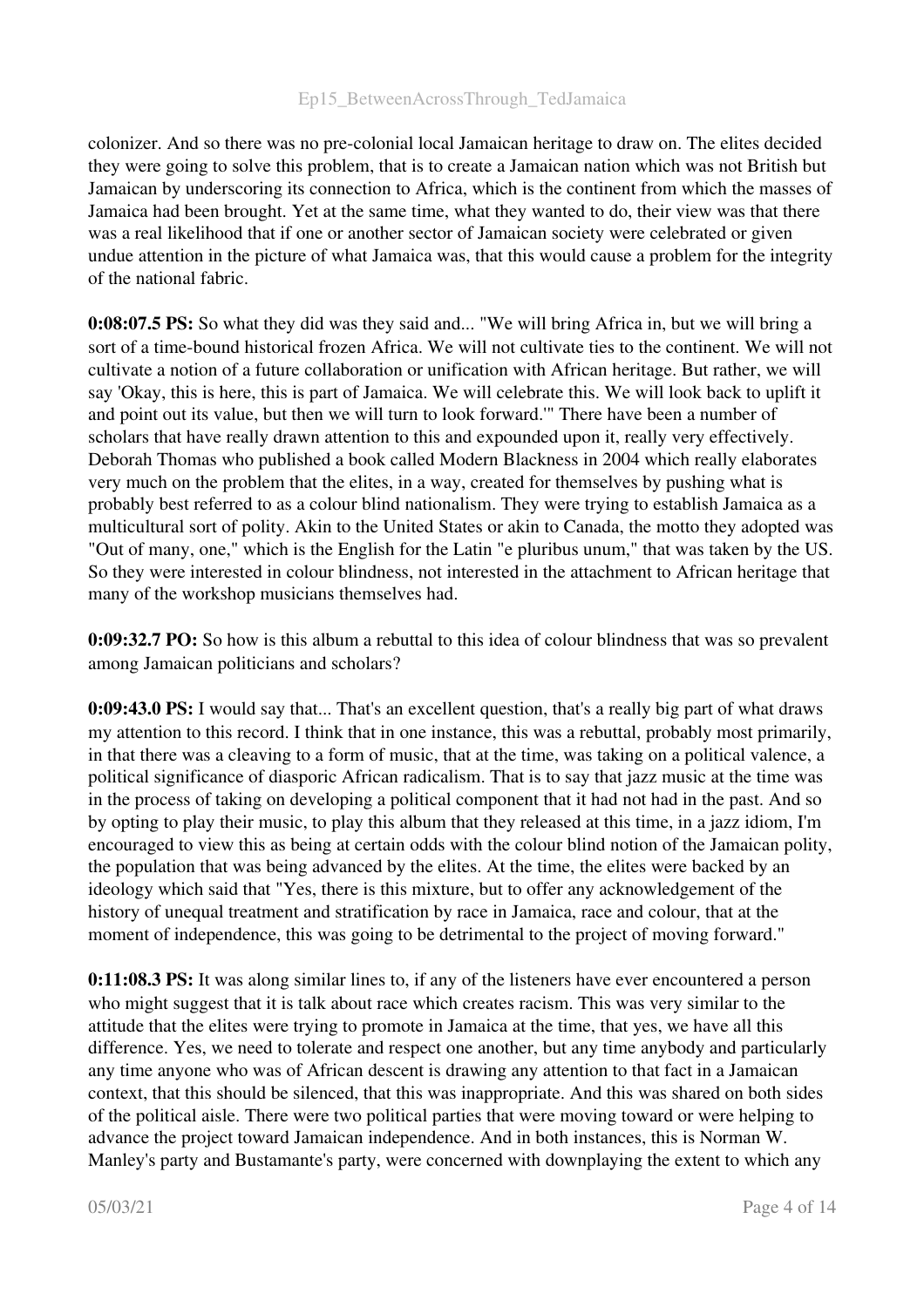colonizer. And so there was no pre-colonial local Jamaican heritage to draw on. The elites decided they were going to solve this problem, that is to create a Jamaican nation which was not British but Jamaican by underscoring its connection to Africa, which is the continent from which the masses of Jamaica had been brought. Yet at the same time, what they wanted to do, their view was that there was a real likelihood that if one or another sector of Jamaican society were celebrated or given undue attention in the picture of what Jamaica was, that this would cause a problem for the integrity of the national fabric.

**0:08:07.5 PS:** So what they did was they said and... "We will bring Africa in, but we will bring a sort of a time-bound historical frozen Africa. We will not cultivate ties to the continent. We will not cultivate a notion of a future collaboration or unification with African heritage. But rather, we will say 'Okay, this is here, this is part of Jamaica. We will celebrate this. We will look back to uplift it and point out its value, but then we will turn to look forward.'" There have been a number of scholars that have really drawn attention to this and expounded upon it, really very effectively. Deborah Thomas who published a book called Modern Blackness in 2004 which really elaborates very much on the problem that the elites, in a way, created for themselves by pushing what is probably best referred to as a colour blind nationalism. They were trying to establish Jamaica as a multicultural sort of polity. Akin to the United States or akin to Canada, the motto they adopted was "Out of many, one," which is the English for the Latin "e pluribus unum," that was taken by the US. So they were interested in colour blindness, not interested in the attachment to African heritage that many of the workshop musicians themselves had.

**0:09:32.7 PO:** So how is this album a rebuttal to this idea of colour blindness that was so prevalent among Jamaican politicians and scholars?

**0:09:43.0 PS:** I would say that... That's an excellent question, that's a really big part of what draws my attention to this record. I think that in one instance, this was a rebuttal, probably most primarily, in that there was a cleaving to a form of music, that at the time, was taking on a political valence, a political significance of diasporic African radicalism. That is to say that jazz music at the time was in the process of taking on developing a political component that it had not had in the past. And so by opting to play their music, to play this album that they released at this time, in a jazz idiom, I'm encouraged to view this as being at certain odds with the colour blind notion of the Jamaican polity, the population that was being advanced by the elites. At the time, the elites were backed by an ideology which said that "Yes, there is this mixture, but to offer any acknowledgement of the history of unequal treatment and stratification by race in Jamaica, race and colour, that at the moment of independence, this was going to be detrimental to the project of moving forward."

**0:11:08.3 PS:** It was along similar lines to, if any of the listeners have ever encountered a person who might suggest that it is talk about race which creates racism. This was very similar to the attitude that the elites were trying to promote in Jamaica at the time, that yes, we have all this difference. Yes, we need to tolerate and respect one another, but any time anybody and particularly any time anyone who was of African descent is drawing any attention to that fact in a Jamaican context, that this should be silenced, that this was inappropriate. And this was shared on both sides of the political aisle. There were two political parties that were moving toward or were helping to advance the project toward Jamaican independence. And in both instances, this is Norman W. Manley's party and Bustamante's party, were concerned with downplaying the extent to which any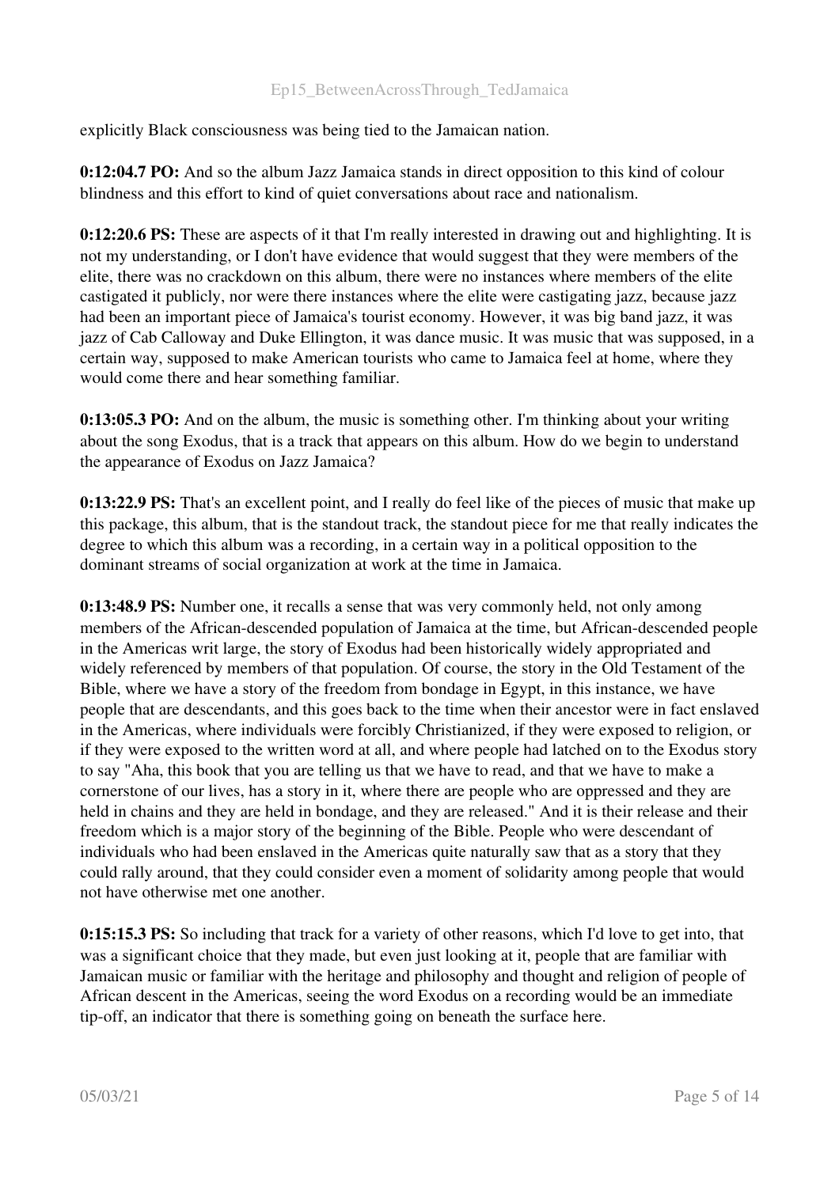explicitly Black consciousness was being tied to the Jamaican nation.

**0:12:04.7 PO:** And so the album Jazz Jamaica stands in direct opposition to this kind of colour blindness and this effort to kind of quiet conversations about race and nationalism.

**0:12:20.6 PS:** These are aspects of it that I'm really interested in drawing out and highlighting. It is not my understanding, or I don't have evidence that would suggest that they were members of the elite, there was no crackdown on this album, there were no instances where members of the elite castigated it publicly, nor were there instances where the elite were castigating jazz, because jazz had been an important piece of Jamaica's tourist economy. However, it was big band jazz, it was jazz of Cab Calloway and Duke Ellington, it was dance music. It was music that was supposed, in a certain way, supposed to make American tourists who came to Jamaica feel at home, where they would come there and hear something familiar.

**0:13:05.3 PO:** And on the album, the music is something other. I'm thinking about your writing about the song Exodus, that is a track that appears on this album. How do we begin to understand the appearance of Exodus on Jazz Jamaica?

**0:13:22.9 PS:** That's an excellent point, and I really do feel like of the pieces of music that make up this package, this album, that is the standout track, the standout piece for me that really indicates the degree to which this album was a recording, in a certain way in a political opposition to the dominant streams of social organization at work at the time in Jamaica.

**0:13:48.9 PS:** Number one, it recalls a sense that was very commonly held, not only among members of the African-descended population of Jamaica at the time, but African-descended people in the Americas writ large, the story of Exodus had been historically widely appropriated and widely referenced by members of that population. Of course, the story in the Old Testament of the Bible, where we have a story of the freedom from bondage in Egypt, in this instance, we have people that are descendants, and this goes back to the time when their ancestor were in fact enslaved in the Americas, where individuals were forcibly Christianized, if they were exposed to religion, or if they were exposed to the written word at all, and where people had latched on to the Exodus story to say "Aha, this book that you are telling us that we have to read, and that we have to make a cornerstone of our lives, has a story in it, where there are people who are oppressed and they are held in chains and they are held in bondage, and they are released." And it is their release and their freedom which is a major story of the beginning of the Bible. People who were descendant of individuals who had been enslaved in the Americas quite naturally saw that as a story that they could rally around, that they could consider even a moment of solidarity among people that would not have otherwise met one another.

**0:15:15.3 PS:** So including that track for a variety of other reasons, which I'd love to get into, that was a significant choice that they made, but even just looking at it, people that are familiar with Jamaican music or familiar with the heritage and philosophy and thought and religion of people of African descent in the Americas, seeing the word Exodus on a recording would be an immediate tip-off, an indicator that there is something going on beneath the surface here.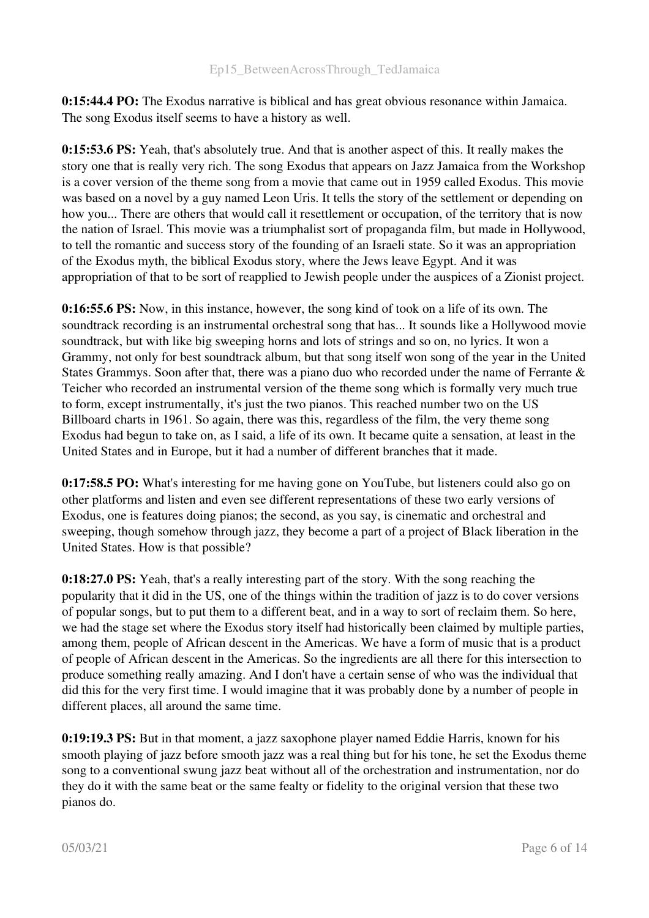**0:15:44.4 PO:** The Exodus narrative is biblical and has great obvious resonance within Jamaica. The song Exodus itself seems to have a history as well.

**0:15:53.6 PS:** Yeah, that's absolutely true. And that is another aspect of this. It really makes the story one that is really very rich. The song Exodus that appears on Jazz Jamaica from the Workshop is a cover version of the theme song from a movie that came out in 1959 called Exodus. This movie was based on a novel by a guy named Leon Uris. It tells the story of the settlement or depending on how you... There are others that would call it resettlement or occupation, of the territory that is now the nation of Israel. This movie was a triumphalist sort of propaganda film, but made in Hollywood, to tell the romantic and success story of the founding of an Israeli state. So it was an appropriation of the Exodus myth, the biblical Exodus story, where the Jews leave Egypt. And it was appropriation of that to be sort of reapplied to Jewish people under the auspices of a Zionist project.

**0:16:55.6 PS:** Now, in this instance, however, the song kind of took on a life of its own. The soundtrack recording is an instrumental orchestral song that has... It sounds like a Hollywood movie soundtrack, but with like big sweeping horns and lots of strings and so on, no lyrics. It won a Grammy, not only for best soundtrack album, but that song itself won song of the year in the United States Grammys. Soon after that, there was a piano duo who recorded under the name of Ferrante & Teicher who recorded an instrumental version of the theme song which is formally very much true to form, except instrumentally, it's just the two pianos. This reached number two on the US Billboard charts in 1961. So again, there was this, regardless of the film, the very theme song Exodus had begun to take on, as I said, a life of its own. It became quite a sensation, at least in the United States and in Europe, but it had a number of different branches that it made.

**0:17:58.5 PO:** What's interesting for me having gone on YouTube, but listeners could also go on other platforms and listen and even see different representations of these two early versions of Exodus, one is features doing pianos; the second, as you say, is cinematic and orchestral and sweeping, though somehow through jazz, they become a part of a project of Black liberation in the United States. How is that possible?

**0:18:27.0 PS:** Yeah, that's a really interesting part of the story. With the song reaching the popularity that it did in the US, one of the things within the tradition of jazz is to do cover versions of popular songs, but to put them to a different beat, and in a way to sort of reclaim them. So here, we had the stage set where the Exodus story itself had historically been claimed by multiple parties, among them, people of African descent in the Americas. We have a form of music that is a product of people of African descent in the Americas. So the ingredients are all there for this intersection to produce something really amazing. And I don't have a certain sense of who was the individual that did this for the very first time. I would imagine that it was probably done by a number of people in different places, all around the same time.

**0:19:19.3 PS:** But in that moment, a jazz saxophone player named Eddie Harris, known for his smooth playing of jazz before smooth jazz was a real thing but for his tone, he set the Exodus theme song to a conventional swung jazz beat without all of the orchestration and instrumentation, nor do they do it with the same beat or the same fealty or fidelity to the original version that these two pianos do.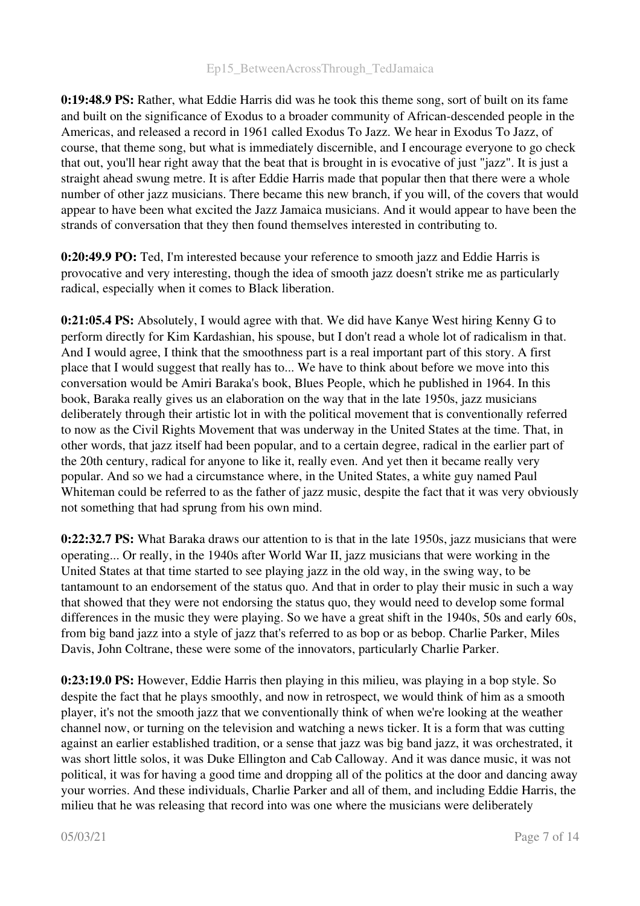**0:19:48.9 PS:** Rather, what Eddie Harris did was he took this theme song, sort of built on its fame and built on the significance of Exodus to a broader community of African-descended people in the Americas, and released a record in 1961 called Exodus To Jazz. We hear in Exodus To Jazz, of course, that theme song, but what is immediately discernible, and I encourage everyone to go check that out, you'll hear right away that the beat that is brought in is evocative of just "jazz". It is just a straight ahead swung metre. It is after Eddie Harris made that popular then that there were a whole number of other jazz musicians. There became this new branch, if you will, of the covers that would appear to have been what excited the Jazz Jamaica musicians. And it would appear to have been the strands of conversation that they then found themselves interested in contributing to.

**0:20:49.9 PO:** Ted, I'm interested because your reference to smooth jazz and Eddie Harris is provocative and very interesting, though the idea of smooth jazz doesn't strike me as particularly radical, especially when it comes to Black liberation.

**0:21:05.4 PS:** Absolutely, I would agree with that. We did have Kanye West hiring Kenny G to perform directly for Kim Kardashian, his spouse, but I don't read a whole lot of radicalism in that. And I would agree, I think that the smoothness part is a real important part of this story. A first place that I would suggest that really has to... We have to think about before we move into this conversation would be Amiri Baraka's book, Blues People, which he published in 1964. In this book, Baraka really gives us an elaboration on the way that in the late 1950s, jazz musicians deliberately through their artistic lot in with the political movement that is conventionally referred to now as the Civil Rights Movement that was underway in the United States at the time. That, in other words, that jazz itself had been popular, and to a certain degree, radical in the earlier part of the 20th century, radical for anyone to like it, really even. And yet then it became really very popular. And so we had a circumstance where, in the United States, a white guy named Paul Whiteman could be referred to as the father of jazz music, despite the fact that it was very obviously not something that had sprung from his own mind.

**0:22:32.7 PS:** What Baraka draws our attention to is that in the late 1950s, jazz musicians that were operating... Or really, in the 1940s after World War II, jazz musicians that were working in the United States at that time started to see playing jazz in the old way, in the swing way, to be tantamount to an endorsement of the status quo. And that in order to play their music in such a way that showed that they were not endorsing the status quo, they would need to develop some formal differences in the music they were playing. So we have a great shift in the 1940s, 50s and early 60s, from big band jazz into a style of jazz that's referred to as bop or as bebop. Charlie Parker, Miles Davis, John Coltrane, these were some of the innovators, particularly Charlie Parker.

**0:23:19.0 PS:** However, Eddie Harris then playing in this milieu, was playing in a bop style. So despite the fact that he plays smoothly, and now in retrospect, we would think of him as a smooth player, it's not the smooth jazz that we conventionally think of when we're looking at the weather channel now, or turning on the television and watching a news ticker. It is a form that was cutting against an earlier established tradition, or a sense that jazz was big band jazz, it was orchestrated, it was short little solos, it was Duke Ellington and Cab Calloway. And it was dance music, it was not political, it was for having a good time and dropping all of the politics at the door and dancing away your worries. And these individuals, Charlie Parker and all of them, and including Eddie Harris, the milieu that he was releasing that record into was one where the musicians were deliberately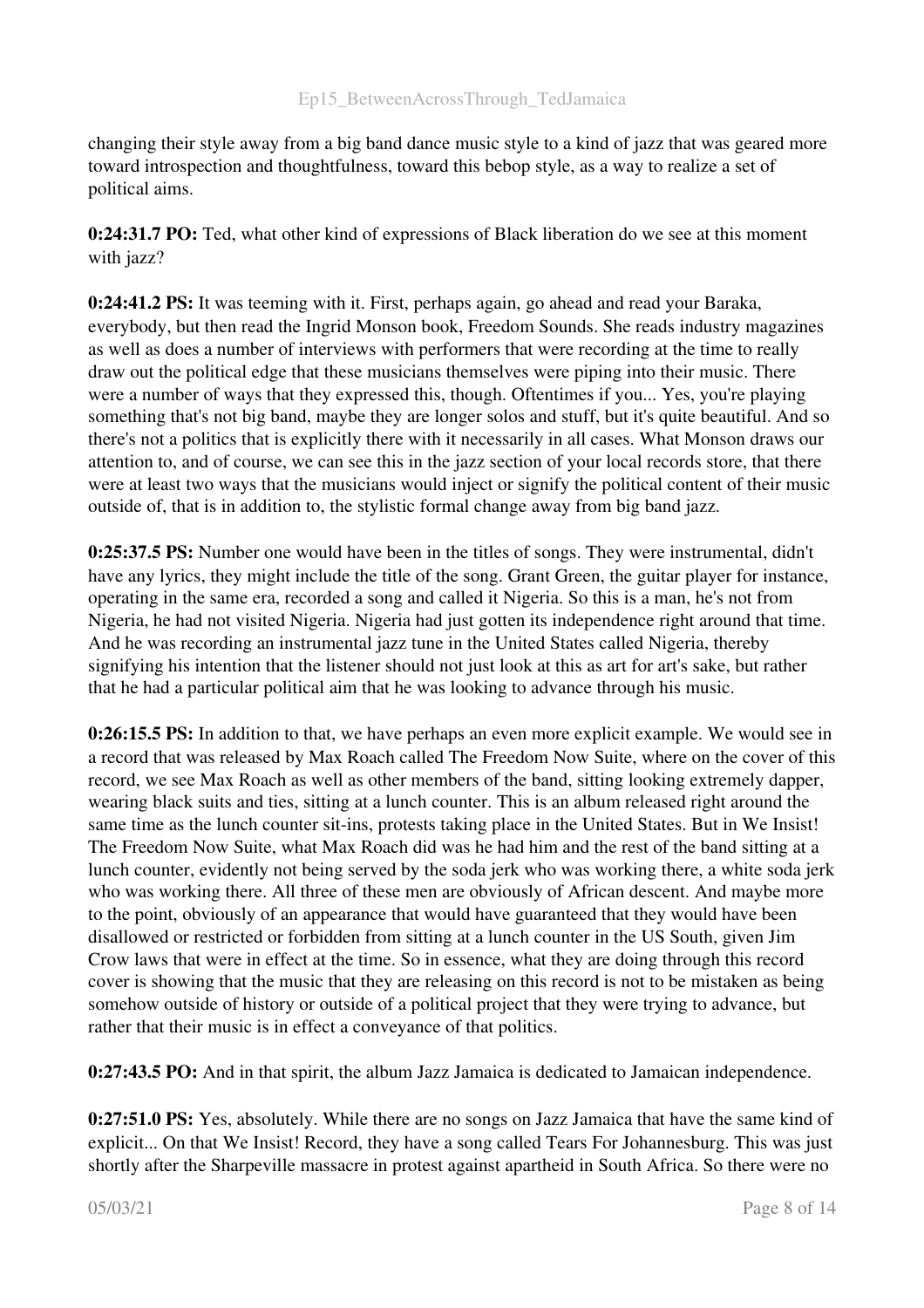changing their style away from a big band dance music style to a kind of jazz that was geared more toward introspection and thoughtfulness, toward this bebop style, as a way to realize a set of political aims.

**0:24:31.7 PO:** Ted, what other kind of expressions of Black liberation do we see at this moment with jazz?

**0:24:41.2 PS:** It was teeming with it. First, perhaps again, go ahead and read your Baraka, everybody, but then read the Ingrid Monson book, Freedom Sounds. She reads industry magazines as well as does a number of interviews with performers that were recording at the time to really draw out the political edge that these musicians themselves were piping into their music. There were a number of ways that they expressed this, though. Oftentimes if you... Yes, you're playing something that's not big band, maybe they are longer solos and stuff, but it's quite beautiful. And so there's not a politics that is explicitly there with it necessarily in all cases. What Monson draws our attention to, and of course, we can see this in the jazz section of your local records store, that there were at least two ways that the musicians would inject or signify the political content of their music outside of, that is in addition to, the stylistic formal change away from big band jazz.

**0:25:37.5 PS:** Number one would have been in the titles of songs. They were instrumental, didn't have any lyrics, they might include the title of the song. Grant Green, the guitar player for instance, operating in the same era, recorded a song and called it Nigeria. So this is a man, he's not from Nigeria, he had not visited Nigeria. Nigeria had just gotten its independence right around that time. And he was recording an instrumental jazz tune in the United States called Nigeria, thereby signifying his intention that the listener should not just look at this as art for art's sake, but rather that he had a particular political aim that he was looking to advance through his music.

**0:26:15.5 PS:** In addition to that, we have perhaps an even more explicit example. We would see in a record that was released by Max Roach called The Freedom Now Suite, where on the cover of this record, we see Max Roach as well as other members of the band, sitting looking extremely dapper, wearing black suits and ties, sitting at a lunch counter. This is an album released right around the same time as the lunch counter sit-ins, protests taking place in the United States. But in We Insist! The Freedom Now Suite, what Max Roach did was he had him and the rest of the band sitting at a lunch counter, evidently not being served by the soda jerk who was working there, a white soda jerk who was working there. All three of these men are obviously of African descent. And maybe more to the point, obviously of an appearance that would have guaranteed that they would have been disallowed or restricted or forbidden from sitting at a lunch counter in the US South, given Jim Crow laws that were in effect at the time. So in essence, what they are doing through this record cover is showing that the music that they are releasing on this record is not to be mistaken as being somehow outside of history or outside of a political project that they were trying to advance, but rather that their music is in effect a conveyance of that politics.

**0:27:43.5 PO:** And in that spirit, the album Jazz Jamaica is dedicated to Jamaican independence.

**0:27:51.0 PS:** Yes, absolutely. While there are no songs on Jazz Jamaica that have the same kind of explicit... On that We Insist! Record, they have a song called Tears For Johannesburg. This was just shortly after the Sharpeville massacre in protest against apartheid in South Africa. So there were no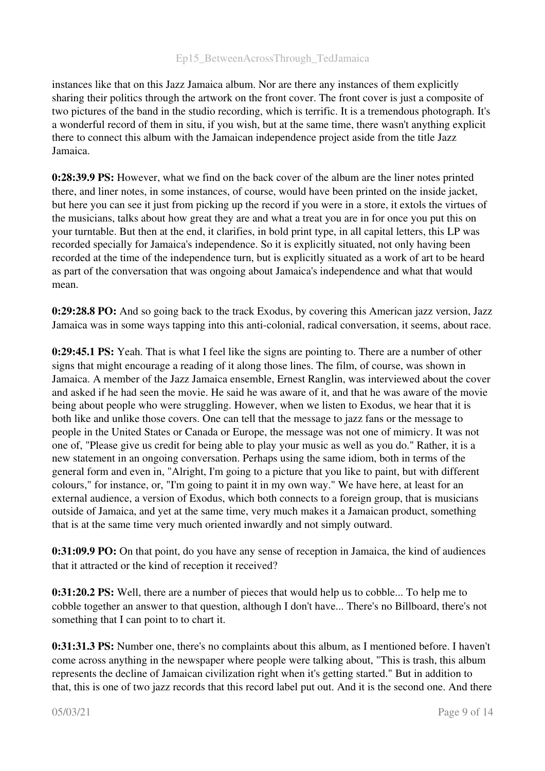instances like that on this Jazz Jamaica album. Nor are there any instances of them explicitly sharing their politics through the artwork on the front cover. The front cover is just a composite of two pictures of the band in the studio recording, which is terrific. It is a tremendous photograph. It's a wonderful record of them in situ, if you wish, but at the same time, there wasn't anything explicit there to connect this album with the Jamaican independence project aside from the title Jazz Jamaica.

**0:28:39.9 PS:** However, what we find on the back cover of the album are the liner notes printed there, and liner notes, in some instances, of course, would have been printed on the inside jacket, but here you can see it just from picking up the record if you were in a store, it extols the virtues of the musicians, talks about how great they are and what a treat you are in for once you put this on your turntable. But then at the end, it clarifies, in bold print type, in all capital letters, this LP was recorded specially for Jamaica's independence. So it is explicitly situated, not only having been recorded at the time of the independence turn, but is explicitly situated as a work of art to be heard as part of the conversation that was ongoing about Jamaica's independence and what that would mean.

**0:29:28.8 PO:** And so going back to the track Exodus, by covering this American jazz version, Jazz Jamaica was in some ways tapping into this anti-colonial, radical conversation, it seems, about race.

**0:29:45.1 PS:** Yeah. That is what I feel like the signs are pointing to. There are a number of other signs that might encourage a reading of it along those lines. The film, of course, was shown in Jamaica. A member of the Jazz Jamaica ensemble, Ernest Ranglin, was interviewed about the cover and asked if he had seen the movie. He said he was aware of it, and that he was aware of the movie being about people who were struggling. However, when we listen to Exodus, we hear that it is both like and unlike those covers. One can tell that the message to jazz fans or the message to people in the United States or Canada or Europe, the message was not one of mimicry. It was not one of, "Please give us credit for being able to play your music as well as you do." Rather, it is a new statement in an ongoing conversation. Perhaps using the same idiom, both in terms of the general form and even in, "Alright, I'm going to a picture that you like to paint, but with different colours," for instance, or, "I'm going to paint it in my own way." We have here, at least for an external audience, a version of Exodus, which both connects to a foreign group, that is musicians outside of Jamaica, and yet at the same time, very much makes it a Jamaican product, something that is at the same time very much oriented inwardly and not simply outward.

**0:31:09.9 PO:** On that point, do you have any sense of reception in Jamaica, the kind of audiences that it attracted or the kind of reception it received?

**0:31:20.2 PS:** Well, there are a number of pieces that would help us to cobble... To help me to cobble together an answer to that question, although I don't have... There's no Billboard, there's not something that I can point to to chart it.

**0:31:31.3 PS:** Number one, there's no complaints about this album, as I mentioned before. I haven't come across anything in the newspaper where people were talking about, "This is trash, this album represents the decline of Jamaican civilization right when it's getting started." But in addition to that, this is one of two jazz records that this record label put out. And it is the second one. And there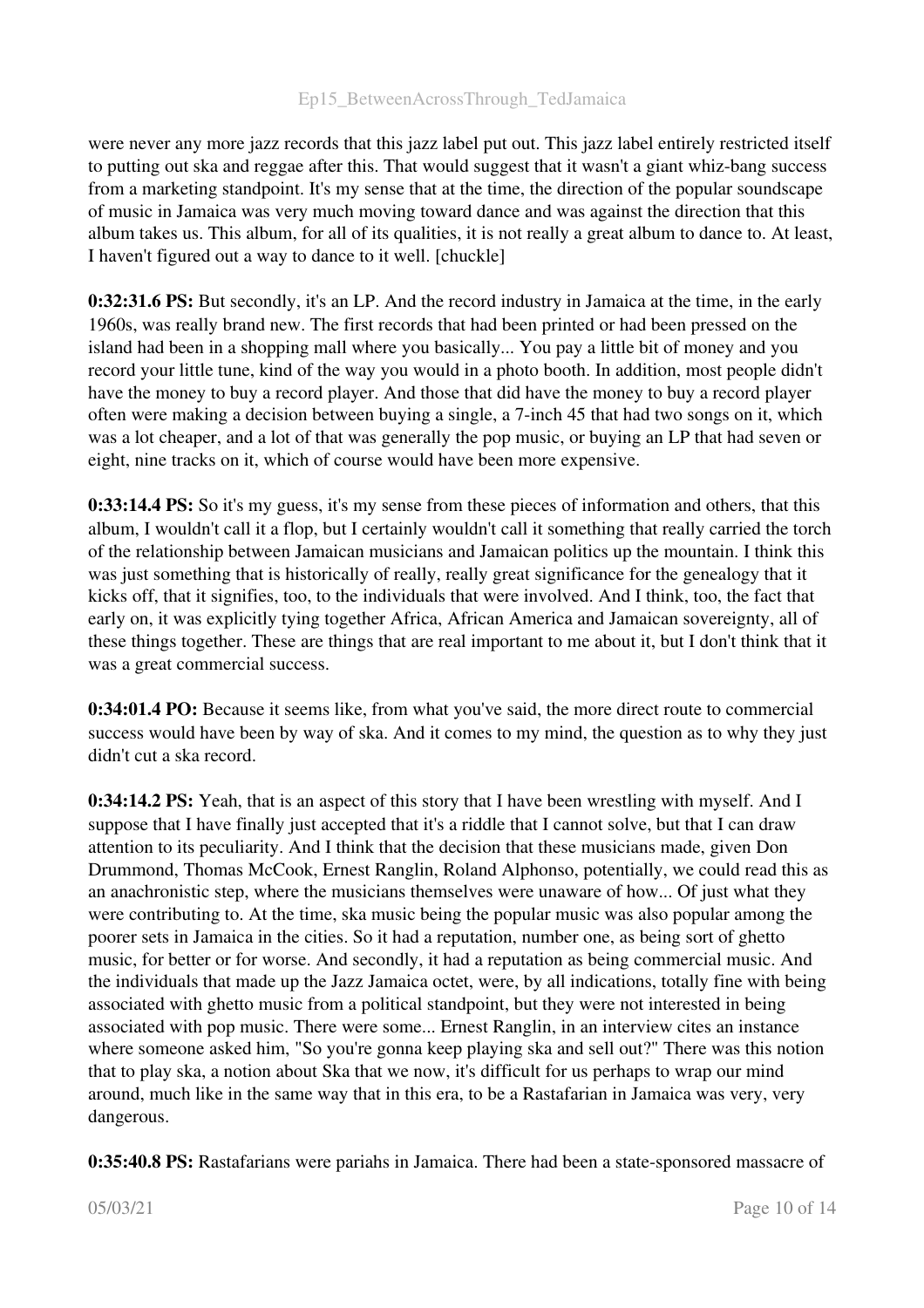were never any more jazz records that this jazz label put out. This jazz label entirely restricted itself to putting out ska and reggae after this. That would suggest that it wasn't a giant whiz-bang success from a marketing standpoint. It's my sense that at the time, the direction of the popular soundscape of music in Jamaica was very much moving toward dance and was against the direction that this album takes us. This album, for all of its qualities, it is not really a great album to dance to. At least, I haven't figured out a way to dance to it well. [chuckle]

**0:32:31.6 PS:** But secondly, it's an LP. And the record industry in Jamaica at the time, in the early 1960s, was really brand new. The first records that had been printed or had been pressed on the island had been in a shopping mall where you basically... You pay a little bit of money and you record your little tune, kind of the way you would in a photo booth. In addition, most people didn't have the money to buy a record player. And those that did have the money to buy a record player often were making a decision between buying a single, a 7-inch 45 that had two songs on it, which was a lot cheaper, and a lot of that was generally the pop music, or buying an LP that had seven or eight, nine tracks on it, which of course would have been more expensive.

**0:33:14.4 PS:** So it's my guess, it's my sense from these pieces of information and others, that this album, I wouldn't call it a flop, but I certainly wouldn't call it something that really carried the torch of the relationship between Jamaican musicians and Jamaican politics up the mountain. I think this was just something that is historically of really, really great significance for the genealogy that it kicks off, that it signifies, too, to the individuals that were involved. And I think, too, the fact that early on, it was explicitly tying together Africa, African America and Jamaican sovereignty, all of these things together. These are things that are real important to me about it, but I don't think that it was a great commercial success.

**0:34:01.4 PO:** Because it seems like, from what you've said, the more direct route to commercial success would have been by way of ska. And it comes to my mind, the question as to why they just didn't cut a ska record.

**0:34:14.2 PS:** Yeah, that is an aspect of this story that I have been wrestling with myself. And I suppose that I have finally just accepted that it's a riddle that I cannot solve, but that I can draw attention to its peculiarity. And I think that the decision that these musicians made, given Don Drummond, Thomas McCook, Ernest Ranglin, Roland Alphonso, potentially, we could read this as an anachronistic step, where the musicians themselves were unaware of how... Of just what they were contributing to. At the time, ska music being the popular music was also popular among the poorer sets in Jamaica in the cities. So it had a reputation, number one, as being sort of ghetto music, for better or for worse. And secondly, it had a reputation as being commercial music. And the individuals that made up the Jazz Jamaica octet, were, by all indications, totally fine with being associated with ghetto music from a political standpoint, but they were not interested in being associated with pop music. There were some... Ernest Ranglin, in an interview cites an instance where someone asked him, "So you're gonna keep playing ska and sell out?" There was this notion that to play ska, a notion about Ska that we now, it's difficult for us perhaps to wrap our mind around, much like in the same way that in this era, to be a Rastafarian in Jamaica was very, very dangerous.

**0:35:40.8 PS:** Rastafarians were pariahs in Jamaica. There had been a state-sponsored massacre of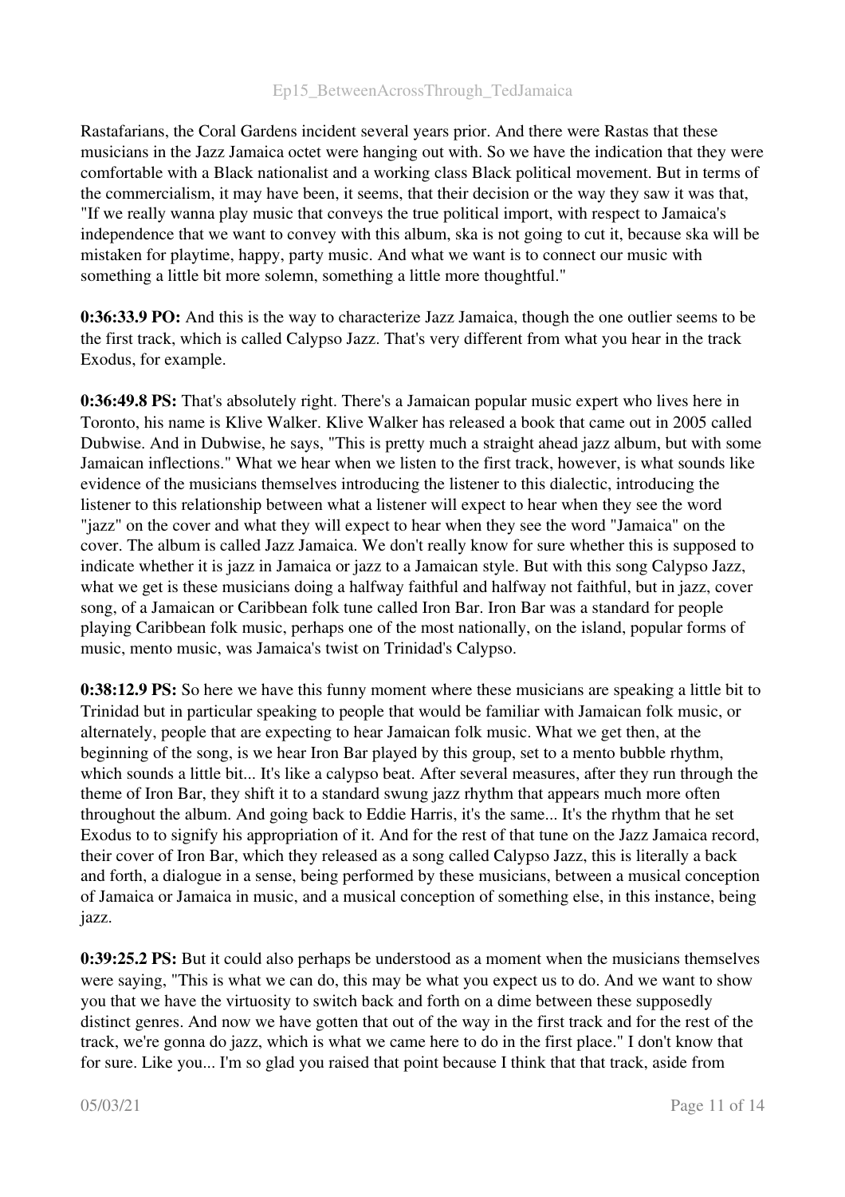Rastafarians, the Coral Gardens incident several years prior. And there were Rastas that these musicians in the Jazz Jamaica octet were hanging out with. So we have the indication that they were comfortable with a Black nationalist and a working class Black political movement. But in terms of the commercialism, it may have been, it seems, that their decision or the way they saw it was that, "If we really wanna play music that conveys the true political import, with respect to Jamaica's independence that we want to convey with this album, ska is not going to cut it, because ska will be mistaken for playtime, happy, party music. And what we want is to connect our music with something a little bit more solemn, something a little more thoughtful."

**0:36:33.9 PO:** And this is the way to characterize Jazz Jamaica, though the one outlier seems to be the first track, which is called Calypso Jazz. That's very different from what you hear in the track Exodus, for example.

**0:36:49.8 PS:** That's absolutely right. There's a Jamaican popular music expert who lives here in Toronto, his name is Klive Walker. Klive Walker has released a book that came out in 2005 called Dubwise. And in Dubwise, he says, "This is pretty much a straight ahead jazz album, but with some Jamaican inflections." What we hear when we listen to the first track, however, is what sounds like evidence of the musicians themselves introducing the listener to this dialectic, introducing the listener to this relationship between what a listener will expect to hear when they see the word "jazz" on the cover and what they will expect to hear when they see the word "Jamaica" on the cover. The album is called Jazz Jamaica. We don't really know for sure whether this is supposed to indicate whether it is jazz in Jamaica or jazz to a Jamaican style. But with this song Calypso Jazz, what we get is these musicians doing a halfway faithful and halfway not faithful, but in jazz, cover song, of a Jamaican or Caribbean folk tune called Iron Bar. Iron Bar was a standard for people playing Caribbean folk music, perhaps one of the most nationally, on the island, popular forms of music, mento music, was Jamaica's twist on Trinidad's Calypso.

**0:38:12.9 PS:** So here we have this funny moment where these musicians are speaking a little bit to Trinidad but in particular speaking to people that would be familiar with Jamaican folk music, or alternately, people that are expecting to hear Jamaican folk music. What we get then, at the beginning of the song, is we hear Iron Bar played by this group, set to a mento bubble rhythm, which sounds a little bit... It's like a calypso beat. After several measures, after they run through the theme of Iron Bar, they shift it to a standard swung jazz rhythm that appears much more often throughout the album. And going back to Eddie Harris, it's the same... It's the rhythm that he set Exodus to to signify his appropriation of it. And for the rest of that tune on the Jazz Jamaica record, their cover of Iron Bar, which they released as a song called Calypso Jazz, this is literally a back and forth, a dialogue in a sense, being performed by these musicians, between a musical conception of Jamaica or Jamaica in music, and a musical conception of something else, in this instance, being jazz.

**0:39:25.2 PS:** But it could also perhaps be understood as a moment when the musicians themselves were saying, "This is what we can do, this may be what you expect us to do. And we want to show you that we have the virtuosity to switch back and forth on a dime between these supposedly distinct genres. And now we have gotten that out of the way in the first track and for the rest of the track, we're gonna do jazz, which is what we came here to do in the first place." I don't know that for sure. Like you... I'm so glad you raised that point because I think that that track, aside from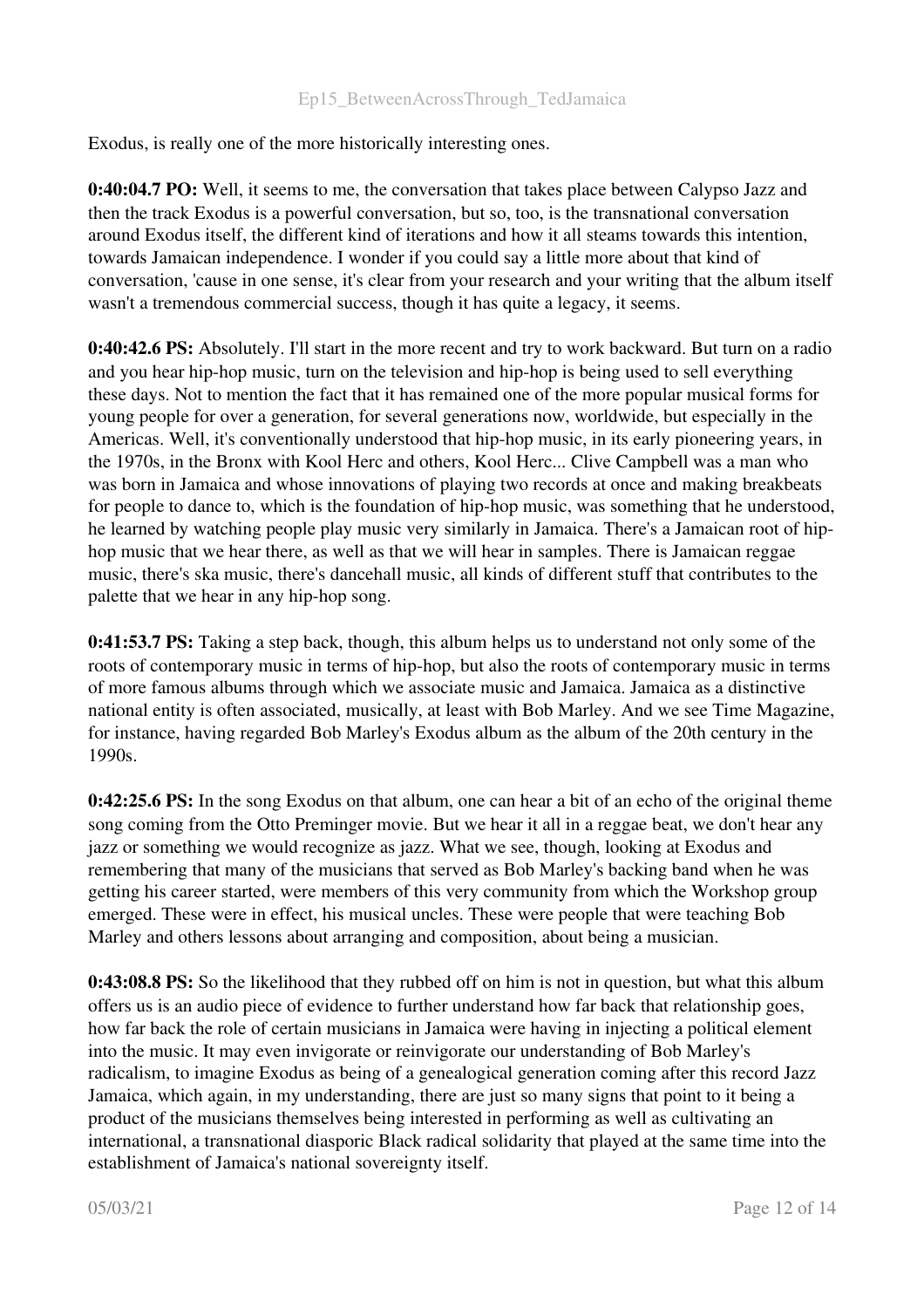Exodus, is really one of the more historically interesting ones.

**0:40:04.7 PO:** Well, it seems to me, the conversation that takes place between Calypso Jazz and then the track Exodus is a powerful conversation, but so, too, is the transnational conversation around Exodus itself, the different kind of iterations and how it all steams towards this intention, towards Jamaican independence. I wonder if you could say a little more about that kind of conversation, 'cause in one sense, it's clear from your research and your writing that the album itself wasn't a tremendous commercial success, though it has quite a legacy, it seems.

**0:40:42.6 PS:** Absolutely. I'll start in the more recent and try to work backward. But turn on a radio and you hear hip-hop music, turn on the television and hip-hop is being used to sell everything these days. Not to mention the fact that it has remained one of the more popular musical forms for young people for over a generation, for several generations now, worldwide, but especially in the Americas. Well, it's conventionally understood that hip-hop music, in its early pioneering years, in the 1970s, in the Bronx with Kool Herc and others, Kool Herc... Clive Campbell was a man who was born in Jamaica and whose innovations of playing two records at once and making breakbeats for people to dance to, which is the foundation of hip-hop music, was something that he understood, he learned by watching people play music very similarly in Jamaica. There's a Jamaican root of hip-hop music that we hear there, as well as that we will hear in samples. There is Jamaican reggae music, there's ska music, there's dancehall music, all kinds of different stuff that contributes to the palette that we hear in any hip-hop song.

**0:41:53.7 PS:** Taking a step back, though, this album helps us to understand not only some of the roots of contemporary music in terms of hip-hop, but also the roots of contemporary music in terms of more famous albums through which we associate music and Jamaica. Jamaica as a distinctive national entity is often associated, musically, at least with Bob Marley. And we see Time Magazine, for instance, having regarded Bob Marley's Exodus album as the album of the 20th century in the 1990s.

**0:42:25.6 PS:** In the song Exodus on that album, one can hear a bit of an echo of the original theme song coming from the Otto Preminger movie. But we hear it all in a reggae beat, we don't hear any jazz or something we would recognize as jazz. What we see, though, looking at Exodus and remembering that many of the musicians that served as Bob Marley's backing band when he was getting his career started, were members of this very community from which the Workshop group emerged. These were in effect, his musical uncles. These were people that were teaching Bob Marley and others lessons about arranging and composition, about being a musician.

**0:43:08.8 PS:** So the likelihood that they rubbed off on him is not in question, but what this album offers us is an audio piece of evidence to further understand how far back that relationship goes, how far back the role of certain musicians in Jamaica were having in injecting a political element into the music. It may even invigorate or reinvigorate our understanding of Bob Marley's radicalism, to imagine Exodus as being of a genealogical generation coming after this record Jazz Jamaica, which again, in my understanding, there are just so many signs that point to it being a product of the musicians themselves being interested in performing as well as cultivating an international, a transnational diasporic Black radical solidarity that played at the same time into the establishment of Jamaica's national sovereignty itself.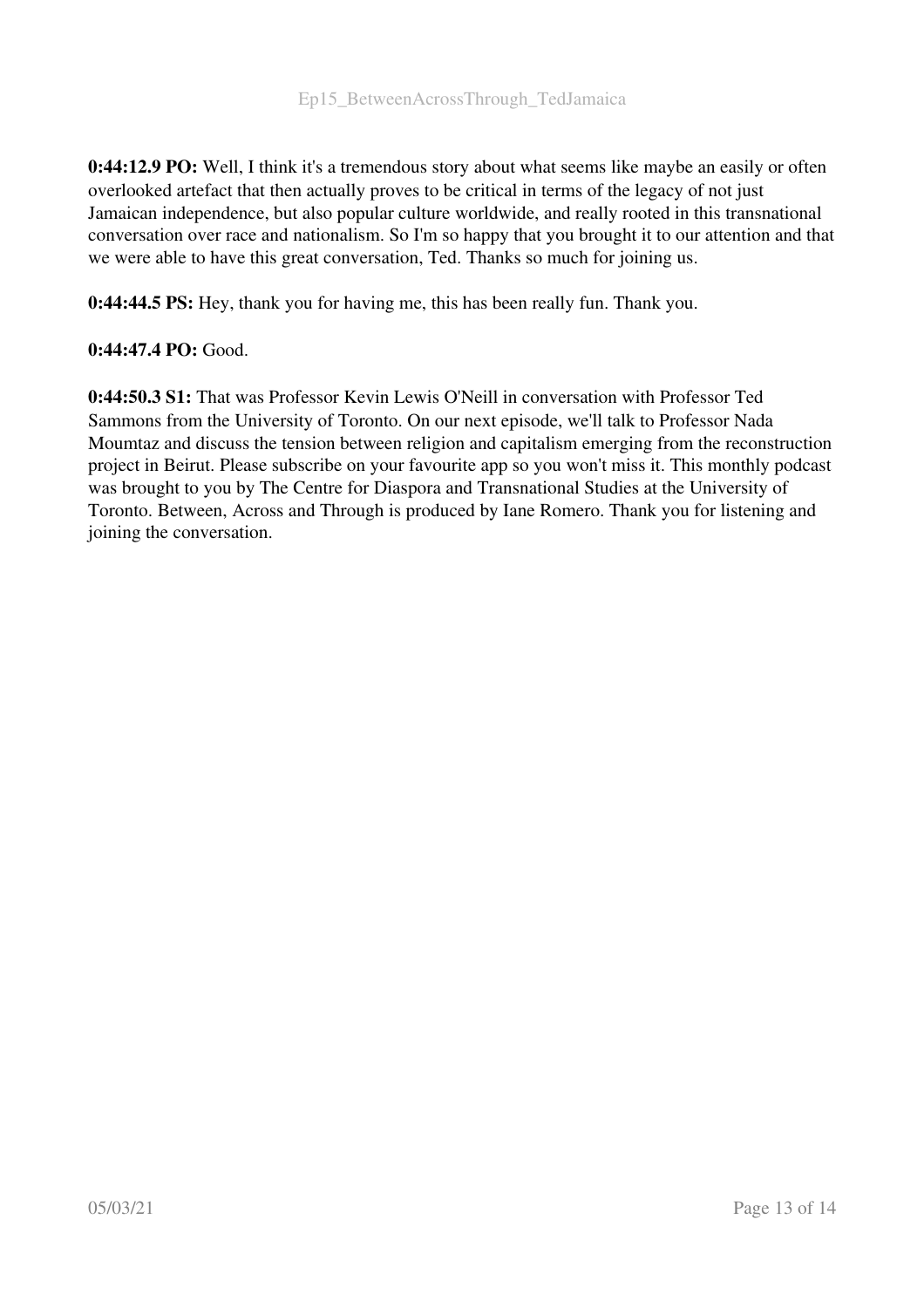**0:44:12.9 PO:** Well, I think it's a tremendous story about what seems like maybe an easily or often overlooked artefact that then actually proves to be critical in terms of the legacy of not just Jamaican independence, but also popular culture worldwide, and really rooted in this transnational conversation over race and nationalism. So I'm so happy that you brought it to our attention and that we were able to have this great conversation, Ted. Thanks so much for joining us.

**0:44:44.5 PS:** Hey, thank you for having me, this has been really fun. Thank you.

**0:44:47.4 PO:** Good.

**0:44:50.3 S1:** That was Professor Kevin Lewis O'Neill in conversation with Professor Ted Sammons from the University of Toronto. On our next episode, we'll talk to Professor Nada Moumtaz and discuss the tension between religion and capitalism emerging from the reconstruction project in Beirut. Please subscribe on your favourite app so you won't miss it. This monthly podcast was brought to you by The Centre for Diaspora and Transnational Studies at the University of Toronto. Between, Across and Through is produced by Iane Romero. Thank you for listening and joining the conversation.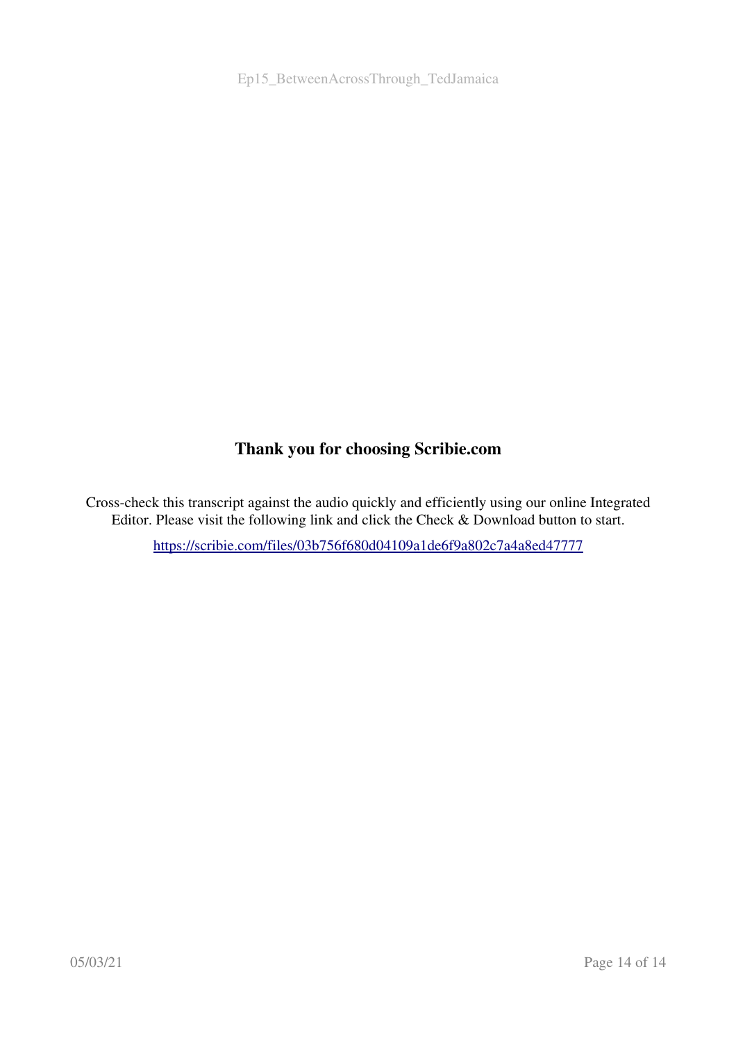**Thank you for choosing Scribie.com**

Cross-check this transcript against the audio quickly and efficiently using our online Integrated Editor. Please visit the following link and click the Check & Download button to start.

https://scribie.com/files/03b756f680d04109a1de6f9a802c7a4a8ed47777